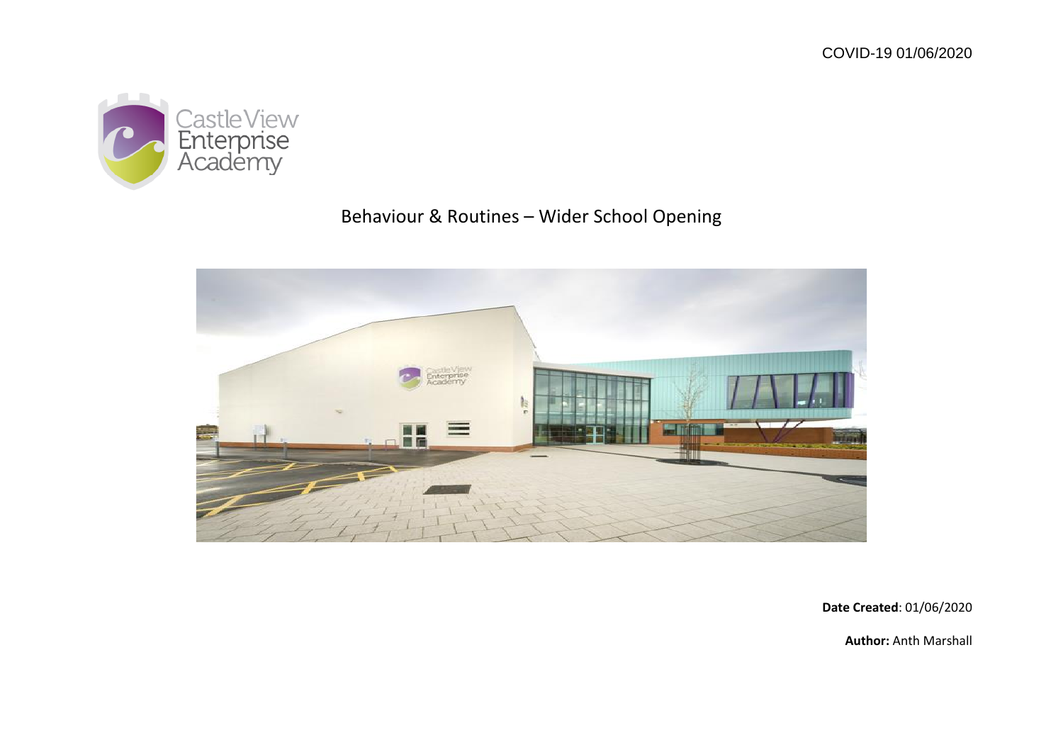COVID-19 01/06/2020

Castle View Enterprise Academy

# Behaviour & Routines – Wider School Opening

**Date Created**: 01/06/2020

**Author:** Anth Marshall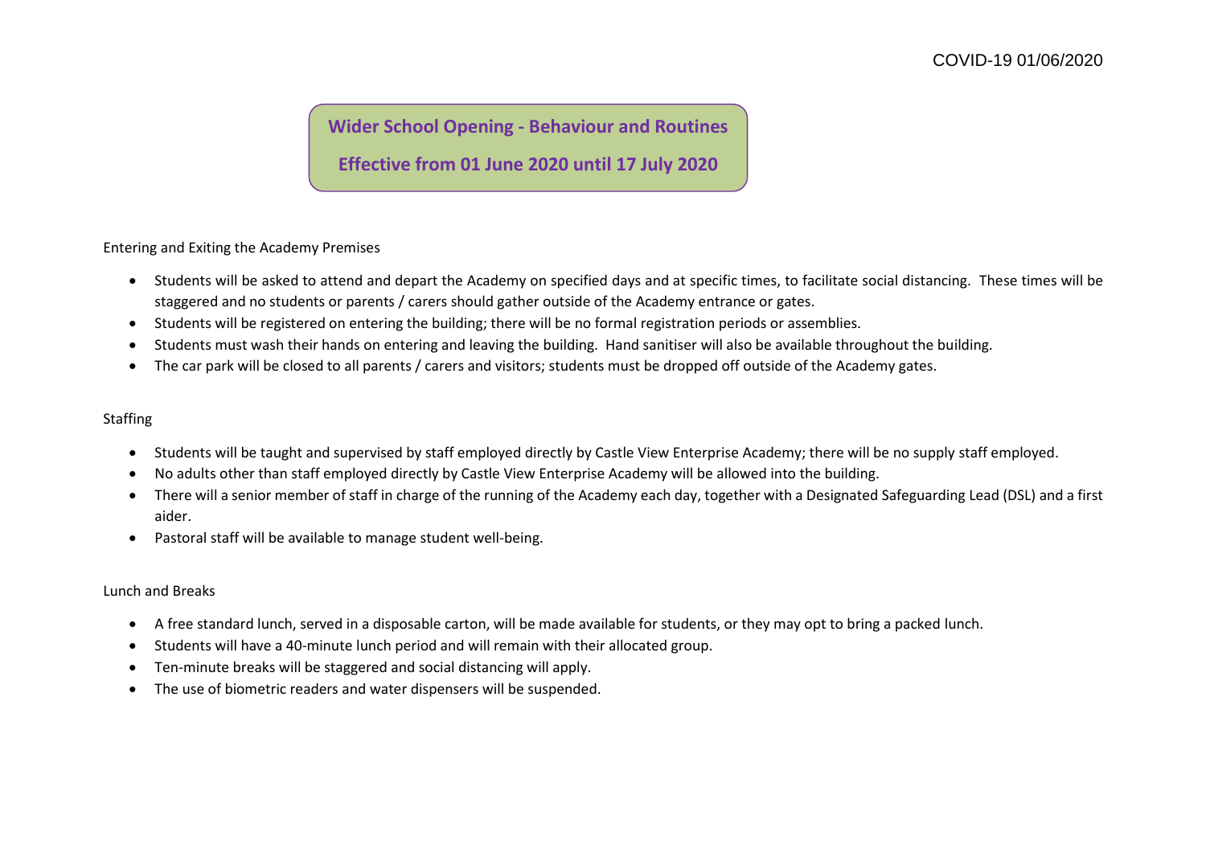# Wider School Opening - Behaviour and Routines

## Effective from 01 June 2020 until 17 July 2020

### Entering and Exiting the Academy Premises

- Students will be asked to attend and depart the Academy on specified days and at specific times, to facilitate social distancing. These times will be staggered and no students or parents / carers should gather outside of the Academy entrance or gates.
- Students will be registered on entering the building; there will be no formal registration periods or assemblies.
- Students must wash their hands on entering and leaving the building. Hand sanitiser will also be available throughout the building.
- The car park will be closed to all parents / carers and visitors; students must be dropped off outside of the Academy gates.

### Staffing

- Students will be taught and supervised by staff employed directly by Castle View Enterprise Academy; there will be no supply staff employed.
- No adults other than staff employed directly by Castle View Enterprise Academy will be allowed into the building.
- There will a senior member of staff in charge of the running of the Academy each day, together with a Designated Safeguarding Lead (DSL) and a first aider.
- Pastoral staff will be available to manage student well-being.

### Lunch and Breaks

- A free standard lunch, served in a disposable carton, will be made available for students, or they may opt to bring a packed lunch.
- Students will have a 40-minute lunch period and will remain with their allocated group.
- Ten-minute breaks will be staggered and social distancing will apply.
- The use of biometric readers and water dispensers will be suspended.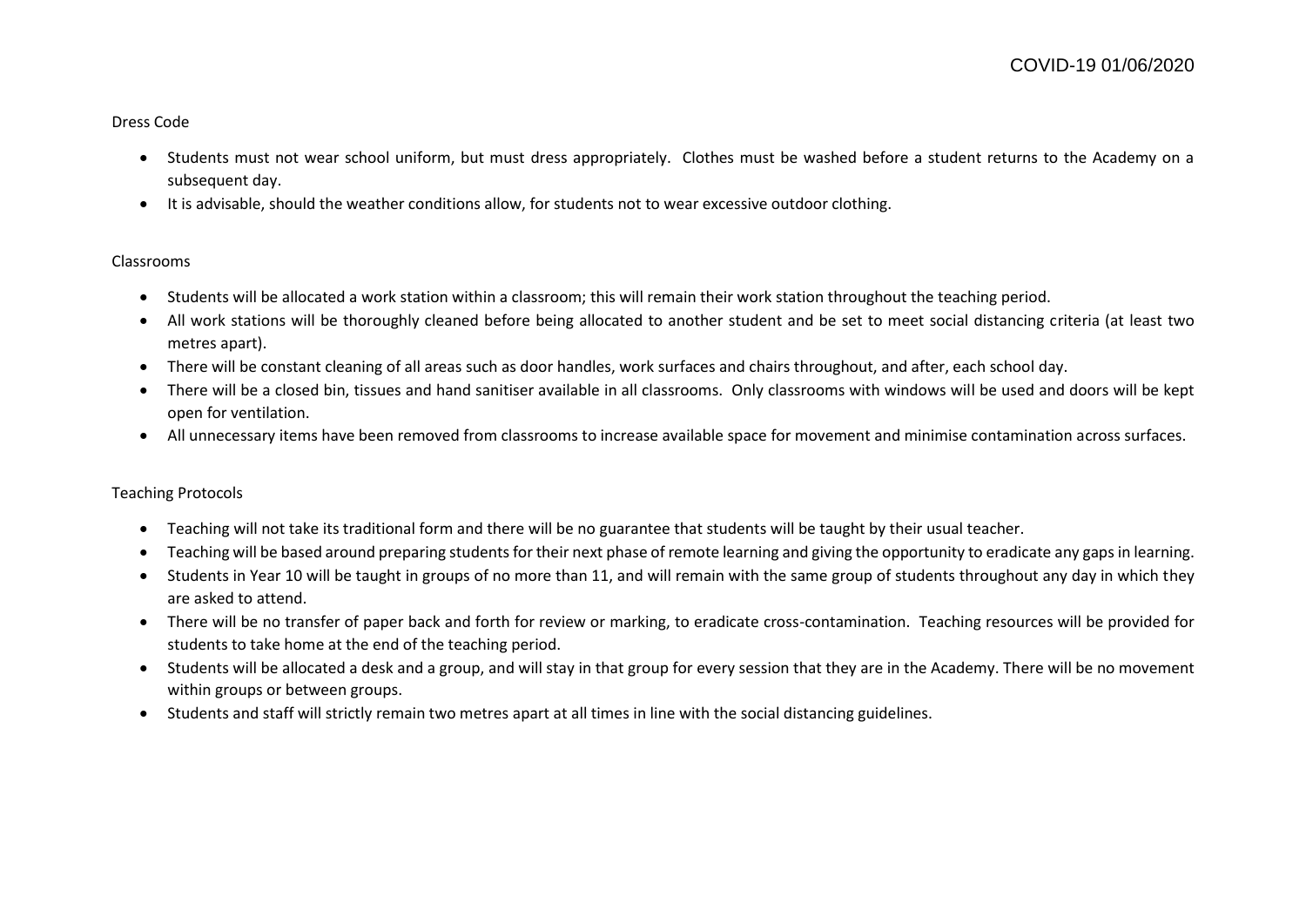## Dress Code

- Students must not wear school uniform, but must dress appropriately. Clothes must be washed before a student returns to the Academy on a subsequent day.
- It is advisable, should the weather conditions allow, for students not to wear excessive outdoor clothing.

## Classrooms

- Students will be allocated a work station within a classroom; this will remain their work station throughout the teaching period.
- All work stations will be thoroughly cleaned before being allocated to another student and be set to meet social distancing criteria (at least two metres apart).
- There will be constant cleaning of all areas such as door handles, work surfaces and chairs throughout, and after, each school day.
- There will be a closed bin, tissues and hand sanitiser available in all classrooms. Only classrooms with windows will be used and doors will be kept open for ventilation.
- All unnecessary items have been removed from classrooms to increase available space for movement and minimise contamination across surfaces.

## Teaching Protocols

- Teaching will not take its traditional form and there will be no guarantee that students will be taught by their usual teacher.
- Teaching will be based around preparing students for their next phase of remote learning and giving the opportunity to eradicate any gaps in learning.
- Students in Year 10 will be taught in groups of no more than 11, and will remain with the same group of students throughout any day in which they are asked to attend.
- There will be no transfer of paper back and forth for review or marking, to eradicate cross-contamination. Teaching resources will be provided for students to take home at the end of the teaching period.
- Students will be allocated a desk and a group, and will stay in that group for every session that they are in the Academy. There will be no movement within groups or between groups.
- Students and staff will strictly remain two metres apart at all times in line with the social distancing guidelines.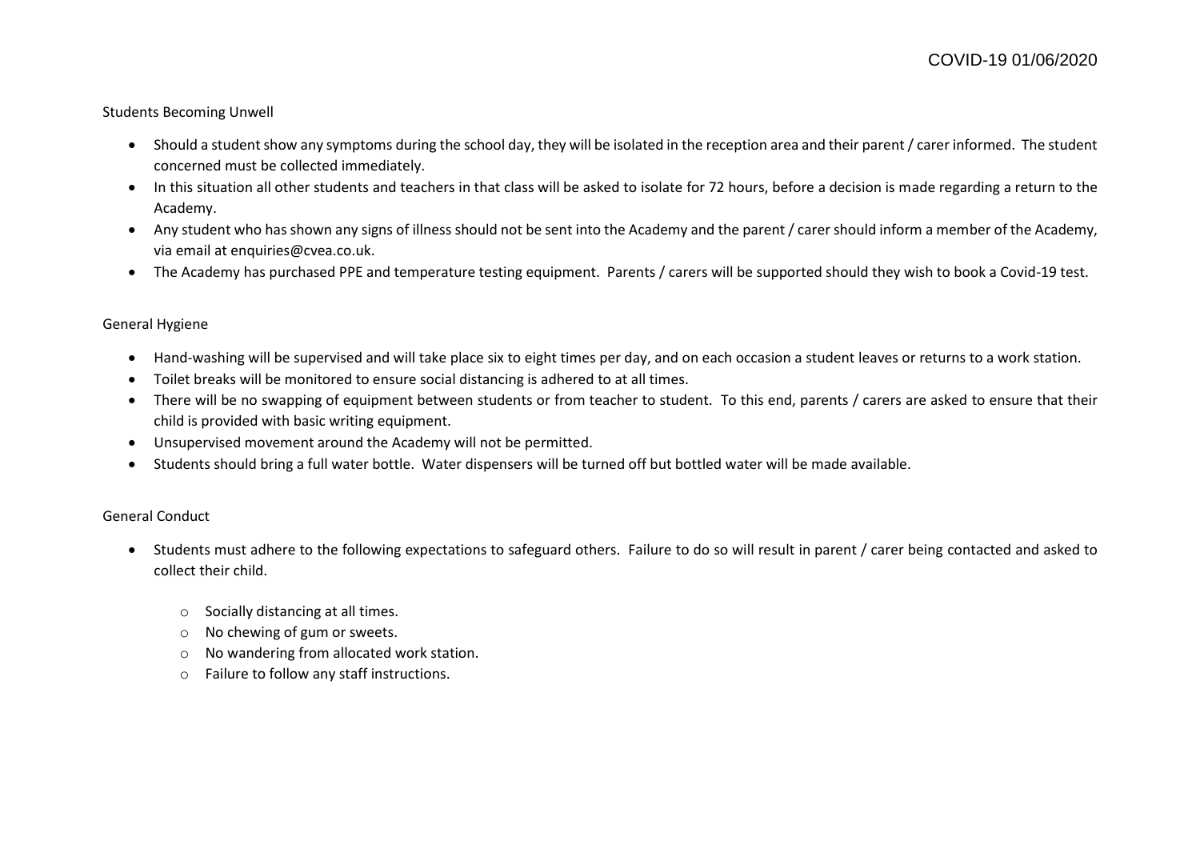## Students Becoming Unwell

- Should a student show any symptoms during the school day, they will be isolated in the reception area and their parent / carer informed. The student concerned must be collected immediately.
- In this situation all other students and teachers in that class will be asked to isolate for 72 hours, before a decision is made regarding a return to the Academy.
- Any student who has shown any signs of illness should not be sent into the Academy and the parent / carer should inform a member of the Academy, via email at enquiries@cvea.co.uk.
- The Academy has purchased PPE and temperature testing equipment. Parents / carers will be supported should they wish to book a Covid-19 test.

## General Hygiene

- Hand-washing will be supervised and will take place six to eight times per day, and on each occasion a student leaves or returns to a work station.
- Toilet breaks will be monitored to ensure social distancing is adhered to at all times.
- There will be no swapping of equipment between students or from teacher to student. To this end, parents / carers are asked to ensure that their child is provided with basic writing equipment.
- Unsupervised movement around the Academy will not be permitted.
- Students should bring a full water bottle. Water dispensers will be turned off but bottled water will be made available.

## General Conduct

- Students must adhere to the following expectations to safeguard others. Failure to do so will result in parent / carer being contacted and asked to collect their child.
  - Socially distancing at all times.
  - No chewing of gum or sweets.
  - No wandering from allocated work station.
  - Failure to follow any staff instructions.